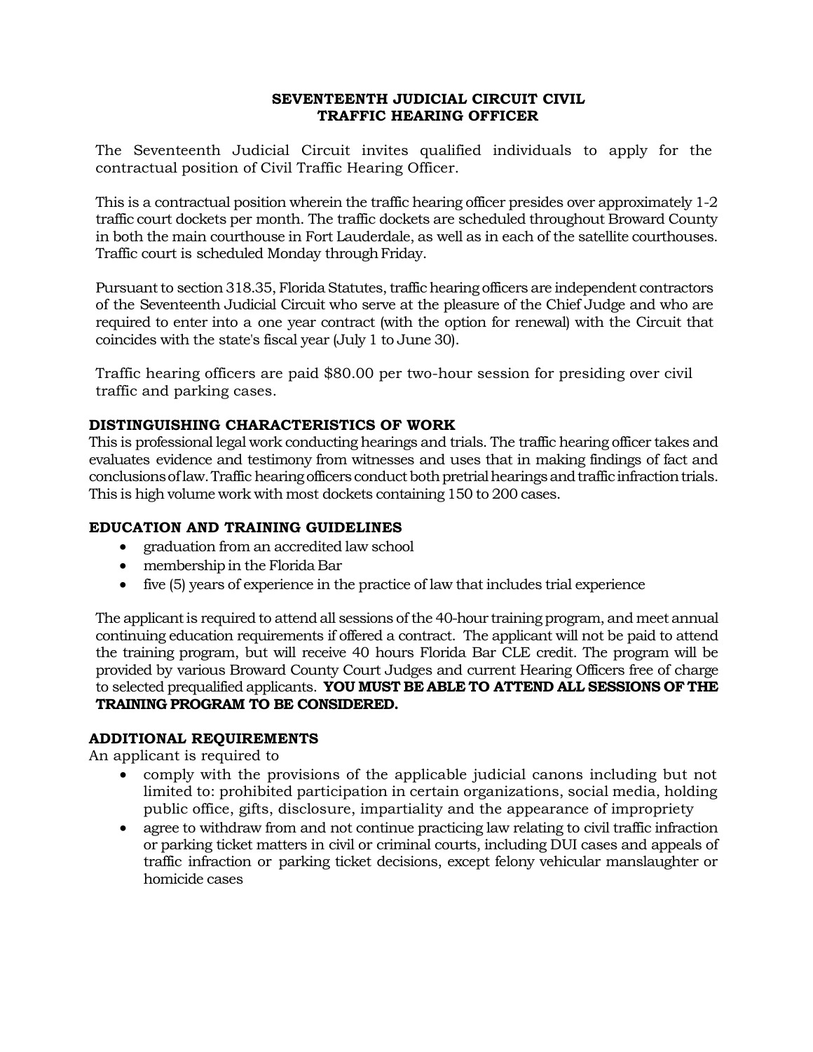# SEVENTEENTH JUDICIAL CIRCUIT CIVIL TRAFFIC HEARING OFFICER

The Seventeenth Judicial Circuit invites qualified individuals to apply for the contractual position of Civil Traffic Hearing Officer.

This is a contractual position wherein the traffic hearing officer presides over approximately 1-2 traffic court dockets per month. The traffic dockets are scheduled throughout Broward County in both the main courthouse in Fort Lauderdale, as well as in each of the satellite courthouses. Traffic court is scheduled Monday through Friday.

Pursuant to section 318.35, Florida Statutes, traffic hearing officers are independent contractors of the Seventeenth Judicial Circuit who serve at the pleasure of the Chief Judge and who are required to enter into a one year contract (with the option for renewal) with the Circuit that coincides with the state's fiscal year (July 1 to June 30).

Traffic hearing officers are paid $80.00 per two-hour session for presiding over civil traffic and parking cases.

## DISTINGUISHING CHARACTERISTICS OF WORK

This is professional legal work conducting hearings and trials. The traffic hearing officer takes and evaluates evidence and testimony from witnesses and uses that in making findings of fact and conclusions of law. Traffic hearing officers conduct both pretrial hearings and traffic infraction trials. This is high volume work with most dockets containing 150 to 200 cases.

## EDUCATION AND TRAINING GUIDELINES

- graduation from an accredited law school
- membership in the Florida Bar
- five (5) years of experience in the practice of law that includes trial experience

The applicant is required to attend all sessions of the 40-hour training program, and meet annual continuing education requirements if offered a contract. The applicant will not be paid to attend the training program, but will receive 40 hours Florida Bar CLE credit. The program will be provided by various Broward County Court Judges and current Hearing Officers free of charge to selected prequalified applicants. **YOU MUST BE ABLE TO ATTEND ALL SESSIONS OF THE TRAINING PROGRAM TO BE CONSIDERED.**

## ADDITIONAL REQUIREMENTS

An applicant is required to

- comply with the provisions of the applicable judicial canons including but not limited to: prohibited participation in certain organizations, social media, holding public office, gifts, disclosure, impartiality and the appearance of impropriety
- agree to withdraw from and not continue practicing law relating to civil traffic infraction or parking ticket matters in civil or criminal courts, including DUI cases and appeals of traffic infraction or parking ticket decisions, except felony vehicular manslaughter or homicide cases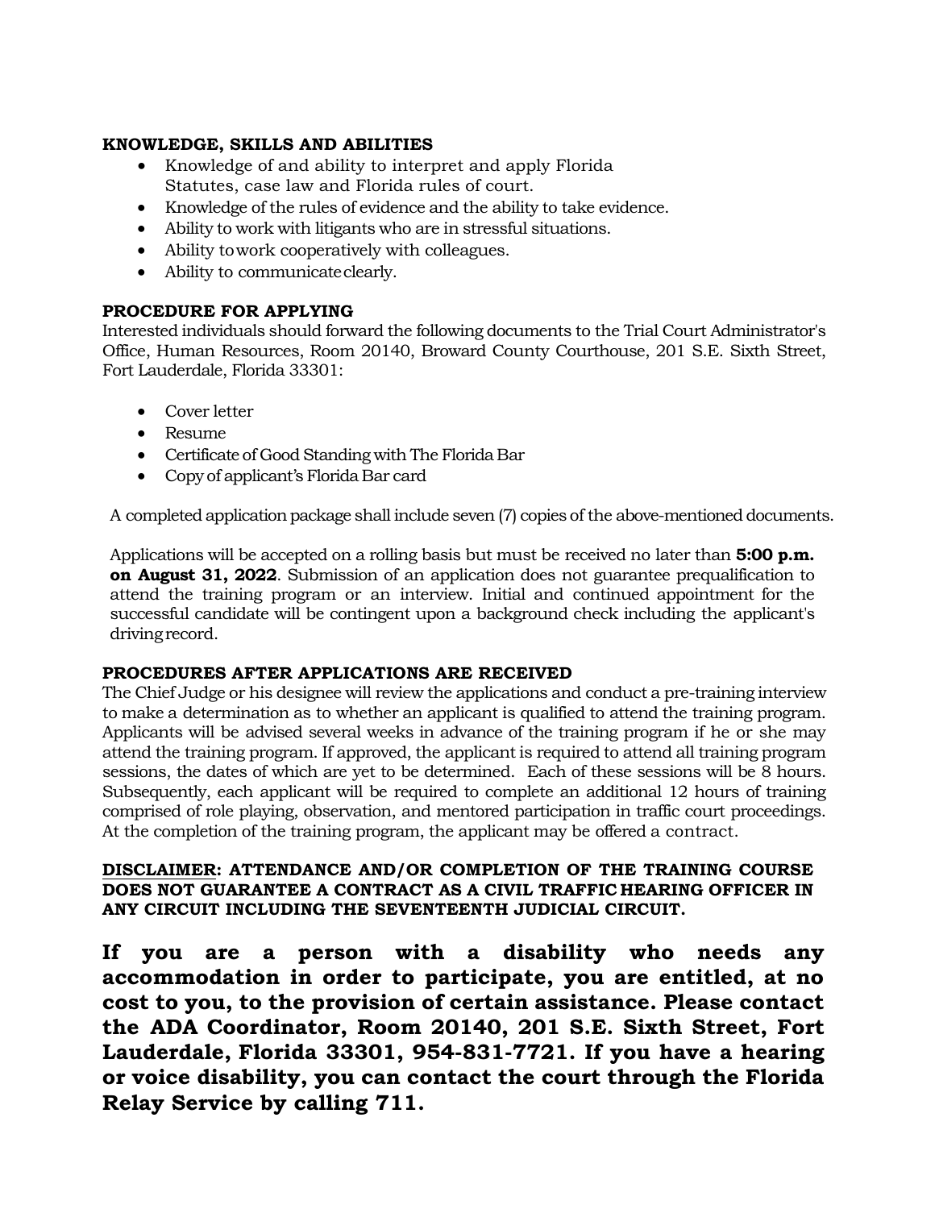**KNOWLEDGE, SKILLS AND ABILITIES**

- Knowledge of and ability to interpret and apply Florida Statutes, case law and Florida rules of court.
- Knowledge of the rules of evidence and the ability to take evidence.
- Ability to work with litigants who are in stressful situations.
- Ability to work cooperatively with colleagues.
- Ability to communicate clearly.

**PROCEDURE FOR APPLYING**

Interested individuals should forward the following documents to the Trial Court Administrator's Office, Human Resources, Room 20140, Broward County Courthouse, 201 S.E. Sixth Street, Fort Lauderdale, Florida 33301:

- Cover letter
- Resume
- Certificate of Good Standing with The Florida Bar
- Copy of applicant's Florida Bar card

A completed application package shall include seven (7) copies of the above-mentioned documents.

Applications will be accepted on a rolling basis but must be received no later than **5:00 p.m. on August 31, 2022**. Submission of an application does not guarantee prequalification to attend the training program or an interview. Initial and continued appointment for the successful candidate will be contingent upon a background check including the applicant's driving record.

**PROCEDURES AFTER APPLICATIONS ARE RECEIVED**

The Chief Judge or his designee will review the applications and conduct a pre-training interview to make a determination as to whether an applicant is qualified to attend the training program. Applicants will be advised several weeks in advance of the training program if he or she may attend the training program. If approved, the applicant is required to attend all training program sessions, the dates of which are yet to be determined. Each of these sessions will be 8 hours. Subsequently, each applicant will be required to complete an additional 12 hours of training comprised of role playing, observation, and mentored participation in traffic court proceedings. At the completion of the training program, the applicant may be offered a contract.

**DISCLAIMER: ATTENDANCE AND/OR COMPLETION OF THE TRAINING COURSE DOES NOT GUARANTEE A CONTRACT AS A CIVIL TRAFFIC HEARING OFFICER IN ANY CIRCUIT INCLUDING THE SEVENTEENTH JUDICIAL CIRCUIT.**

**If you are a person with a disability who needs any accommodation in order to participate, you are entitled, at no cost to you, to the provision of certain assistance. Please contact the ADA Coordinator, Room 20140, 201 S.E. Sixth Street, Fort Lauderdale, Florida 33301, 954-831-7721. If you have a hearing or voice disability, you can contact the court through the Florida Relay Service by calling 711.**